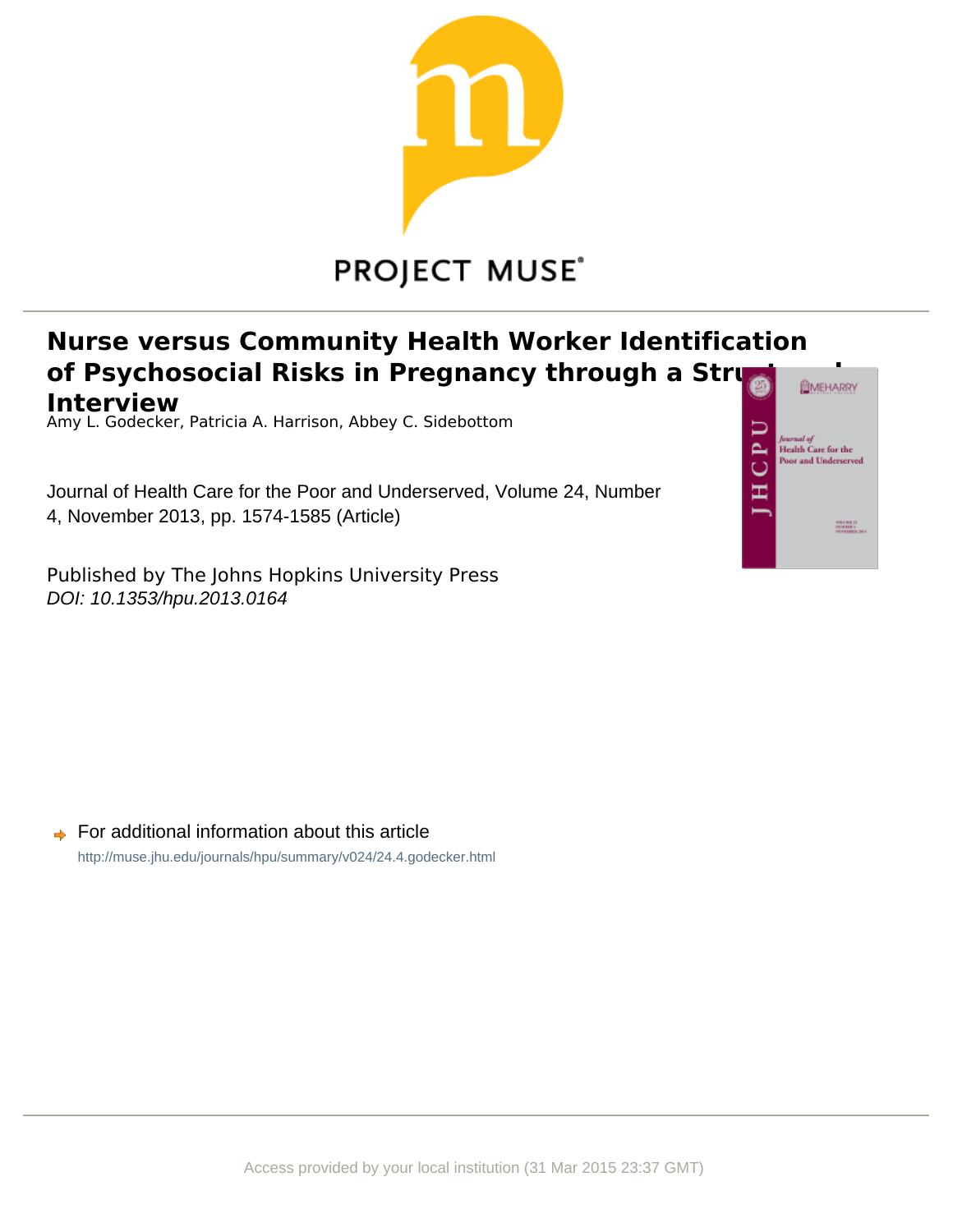PROJECT MUSE

# Nurse versus Community Health Worker Identification of Psychosocial Risks in Pregnancy through a Structured Interview

Amy L. Godecker, Patricia A. Harrison, Abbey C. Sidebottom

Journal of Health Care for the Poor and Underserved, Volume 24, Number 4, November 2013, pp. 1574-1585 (Article)

Published by The Johns Hopkins University Press
*DOI: 10.1353/hpu.2013.0164*

For additional information about this article

http://muse.jhu.edu/journals/hpu/summary/v024/24.4.godecker.html

Access provided by your local institution (31 Mar 2015 23:37 GMT)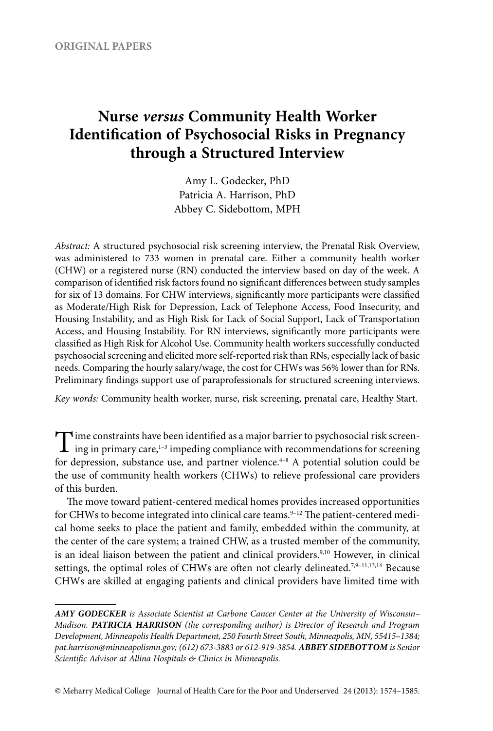ORIGINAL PAPERS

# Nurse *versus* Community Health Worker Identification of Psychosocial Risks in Pregnancy through a Structured Interview

Amy L. Godecker, PhD
Patricia A. Harrison, PhD
Abbey C. Sidebottom, MPH

*Abstract:* A structured psychosocial risk screening interview, the Prenatal Risk Overview, was administered to 733 women in prenatal care. Either a community health worker (CHW) or a registered nurse (RN) conducted the interview based on day of the week. A comparison of identified risk factors found no significant differences between study samples for six of 13 domains. For CHW interviews, significantly more participants were classified as Moderate/High Risk for Depression, Lack of Telephone Access, Food Insecurity, and Housing Instability, and as High Risk for Lack of Social Support, Lack of Transportation Access, and Housing Instability. For RN interviews, significantly more participants were classified as High Risk for Alcohol Use. Community health workers successfully conducted psychosocial screening and elicited more self-reported risk than RNs, especially lack of basic needs. Comparing the hourly salary/wage, the cost for CHWs was 56% lower than for RNs. Preliminary findings support use of paraprofessionals for structured screening interviews.

*Key words:* Community health worker, nurse, risk screening, prenatal care, Healthy Start.

Time constraints have been identified as a major barrier to psychosocial risk screening in primary care,[1–3] impeding compliance with recommendations for screening for depression, substance use, and partner violence.[4–8] A potential solution could be the use of community health workers (CHWs) to relieve professional care providers of this burden.

The move toward patient-centered medical homes provides increased opportunities for CHWs to become integrated into clinical care teams.[9–12] The patient-centered medical home seeks to place the patient and family, embedded within the community, at the center of the care system; a trained CHW, as a trusted member of the community, is an ideal liaison between the patient and clinical providers.[9,10] However, in clinical settings, the optimal roles of CHWs are often not clearly delineated.[7,9–11,13,14] Because CHWs are skilled at engaging patients and clinical providers have limited time with

---

*AMY GODECKER is Associate Scientist at Carbone Cancer Center at the University of Wisconsin–Madison. PATRICIA HARRISON (the corresponding author) is Director of Research and Program Development, Minneapolis Health Department, 250 Fourth Street South, Minneapolis, MN, 55415–1384; pat.harrison@minneapolismn.gov; (612) 673-3883 or 612-919-3854. ABBEY SIDEBOTTOM is Senior Scientific Advisor at Allina Hospitals & Clinics in Minneapolis.*

© Meharry Medical College Journal of Health Care for the Poor and Underserved 24 (2013): 1574–1585.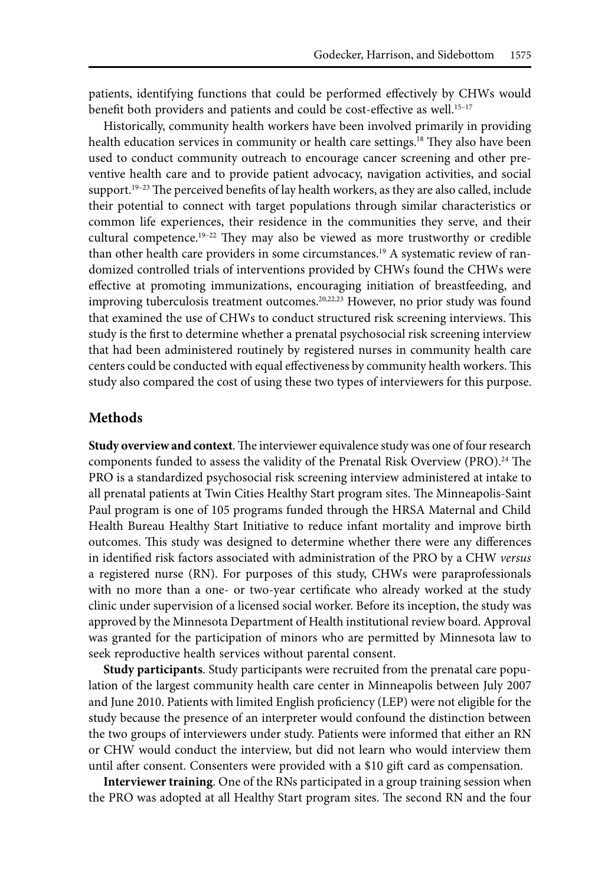patients, identifying functions that could be performed effectively by CHWs would benefit both providers and patients and could be cost-effective as well.[15–17]

Historically, community health workers have been involved primarily in providing health education services in community or health care settings.[18] They also have been used to conduct community outreach to encourage cancer screening and other preventive health care and to provide patient advocacy, navigation activities, and social support.[19–23] The perceived benefits of lay health workers, as they are also called, include their potential to connect with target populations through similar characteristics or common life experiences, their residence in the communities they serve, and their cultural competence.[19–22] They may also be viewed as more trustworthy or credible than other health care providers in some circumstances.[19] A systematic review of randomized controlled trials of interventions provided by CHWs found the CHWs were effective at promoting immunizations, encouraging initiation of breastfeeding, and improving tuberculosis treatment outcomes.[20,22,23] However, no prior study was found that examined the use of CHWs to conduct structured risk screening interviews. This study is the first to determine whether a prenatal psychosocial risk screening interview that had been administered routinely by registered nurses in community health care centers could be conducted with equal effectiveness by community health workers. This study also compared the cost of using these two types of interviewers for this purpose.

## Methods

**Study overview and context**. The interviewer equivalence study was one of four research components funded to assess the validity of the Prenatal Risk Overview (PRO).[24] The PRO is a standardized psychosocial risk screening interview administered at intake to all prenatal patients at Twin Cities Healthy Start program sites. The Minneapolis-Saint Paul program is one of 105 programs funded through the HRSA Maternal and Child Health Bureau Healthy Start Initiative to reduce infant mortality and improve birth outcomes. This study was designed to determine whether there were any differences in identified risk factors associated with administration of the PRO by a CHW *versus* a registered nurse (RN). For purposes of this study, CHWs were paraprofessionals with no more than a one- or two-year certificate who already worked at the study clinic under supervision of a licensed social worker. Before its inception, the study was approved by the Minnesota Department of Health institutional review board. Approval was granted for the participation of minors who are permitted by Minnesota law to seek reproductive health services without parental consent.

**Study participants**. Study participants were recruited from the prenatal care population of the largest community health care center in Minneapolis between July 2007 and June 2010. Patients with limited English proficiency (LEP) were not eligible for the study because the presence of an interpreter would confound the distinction between the two groups of interviewers under study. Patients were informed that either an RN or CHW would conduct the interview, but did not learn who would interview them until after consent. Consenters were provided with a $10 gift card as compensation.

**Interviewer training**. One of the RNs participated in a group training session when the PRO was adopted at all Healthy Start program sites. The second RN and the four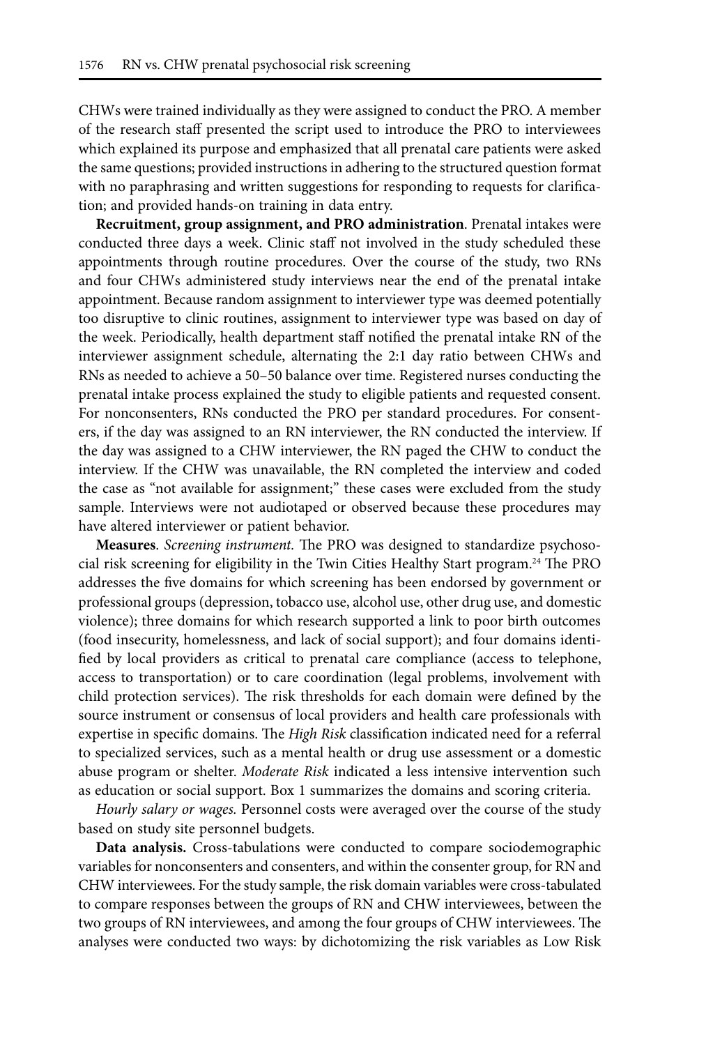CHWs were trained individually as they were assigned to conduct the PRO. A member of the research staff presented the script used to introduce the PRO to interviewees which explained its purpose and emphasized that all prenatal care patients were asked the same questions; provided instructions in adhering to the structured question format with no paraphrasing and written suggestions for responding to requests for clarification; and provided hands-on training in data entry.

**Recruitment, group assignment, and PRO administration**. Prenatal intakes were conducted three days a week. Clinic staff not involved in the study scheduled these appointments through routine procedures. Over the course of the study, two RNs and four CHWs administered study interviews near the end of the prenatal intake appointment. Because random assignment to interviewer type was deemed potentially too disruptive to clinic routines, assignment to interviewer type was based on day of the week. Periodically, health department staff notified the prenatal intake RN of the interviewer assignment schedule, alternating the 2:1 day ratio between CHWs and RNs as needed to achieve a 50–50 balance over time. Registered nurses conducting the prenatal intake process explained the study to eligible patients and requested consent. For nonconsenters, RNs conducted the PRO per standard procedures. For consenters, if the day was assigned to an RN interviewer, the RN conducted the interview. If the day was assigned to a CHW interviewer, the RN paged the CHW to conduct the interview. If the CHW was unavailable, the RN completed the interview and coded the case as "not available for assignment;" these cases were excluded from the study sample. Interviews were not audiotaped or observed because these procedures may have altered interviewer or patient behavior.

**Measures**. *Screening instrument.* The PRO was designed to standardize psychosocial risk screening for eligibility in the Twin Cities Healthy Start program.[24] The PRO addresses the five domains for which screening has been endorsed by government or professional groups (depression, tobacco use, alcohol use, other drug use, and domestic violence); three domains for which research supported a link to poor birth outcomes (food insecurity, homelessness, and lack of social support); and four domains identified by local providers as critical to prenatal care compliance (access to telephone, access to transportation) or to care coordination (legal problems, involvement with child protection services). The risk thresholds for each domain were defined by the source instrument or consensus of local providers and health care professionals with expertise in specific domains. The *High Risk* classification indicated need for a referral to specialized services, such as a mental health or drug use assessment or a domestic abuse program or shelter. *Moderate Risk* indicated a less intensive intervention such as education or social support. Box 1 summarizes the domains and scoring criteria.

*Hourly salary or wages.* Personnel costs were averaged over the course of the study based on study site personnel budgets.

**Data analysis.** Cross-tabulations were conducted to compare sociodemographic variables for nonconsenters and consenters, and within the consenter group, for RN and CHW interviewees. For the study sample, the risk domain variables were cross-tabulated to compare responses between the groups of RN and CHW interviewees, between the two groups of RN interviewees, and among the four groups of CHW interviewees. The analyses were conducted two ways: by dichotomizing the risk variables as Low Risk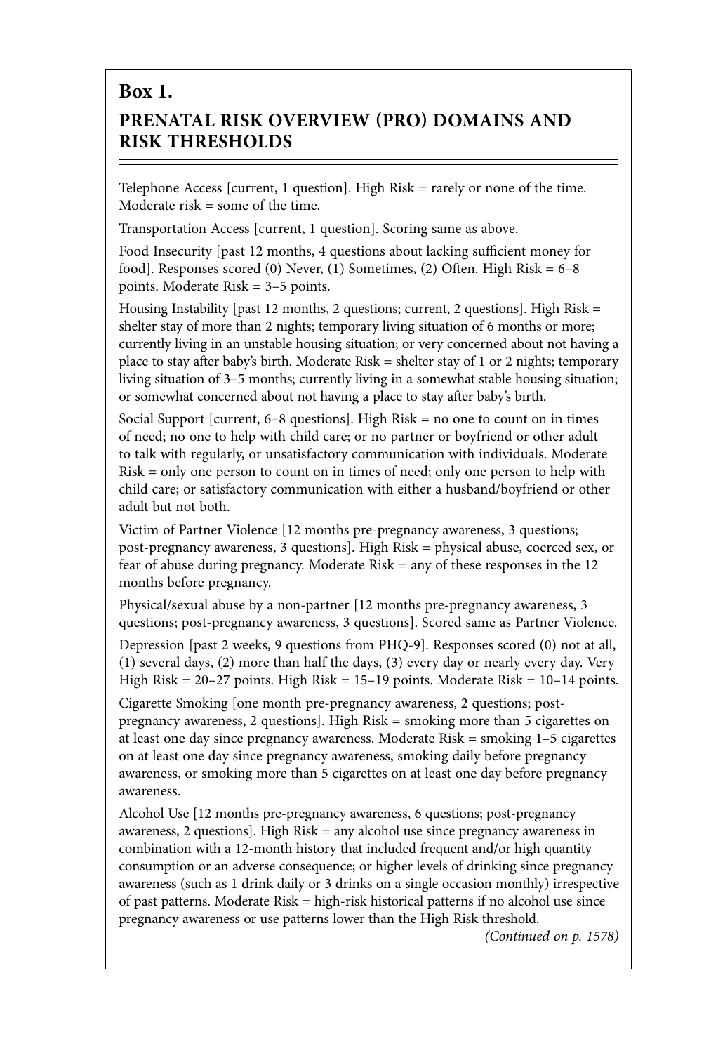## Box 1.

## PRENATAL RISK OVERVIEW (PRO) DOMAINS AND RISK THRESHOLDS

Telephone Access [current, 1 question]. High Risk = rarely or none of the time. Moderate risk = some of the time.

Transportation Access [current, 1 question]. Scoring same as above.

Food Insecurity [past 12 months, 4 questions about lacking sufficient money for food]. Responses scored (0) Never, (1) Sometimes, (2) Often. High Risk = 6–8 points. Moderate Risk = 3–5 points.

Housing Instability [past 12 months, 2 questions; current, 2 questions]. High Risk = shelter stay of more than 2 nights; temporary living situation of 6 months or more; currently living in an unstable housing situation; or very concerned about not having a place to stay after baby's birth. Moderate Risk = shelter stay of 1 or 2 nights; temporary living situation of 3–5 months; currently living in a somewhat stable housing situation; or somewhat concerned about not having a place to stay after baby's birth.

Social Support [current, 6–8 questions]. High Risk = no one to count on in times of need; no one to help with child care; or no partner or boyfriend or other adult to talk with regularly, or unsatisfactory communication with individuals. Moderate Risk = only one person to count on in times of need; only one person to help with child care; or satisfactory communication with either a husband/boyfriend or other adult but not both.

Victim of Partner Violence [12 months pre-pregnancy awareness, 3 questions; post-pregnancy awareness, 3 questions]. High Risk = physical abuse, coerced sex, or fear of abuse during pregnancy. Moderate Risk = any of these responses in the 12 months before pregnancy.

Physical/sexual abuse by a non-partner [12 months pre-pregnancy awareness, 3 questions; post-pregnancy awareness, 3 questions]. Scored same as Partner Violence.

Depression [past 2 weeks, 9 questions from PHQ-9]. Responses scored (0) not at all, (1) several days, (2) more than half the days, (3) every day or nearly every day. Very High Risk = 20–27 points. High Risk = 15–19 points. Moderate Risk = 10–14 points.

Cigarette Smoking [one month pre-pregnancy awareness, 2 questions; post-pregnancy awareness, 2 questions]. High Risk = smoking more than 5 cigarettes on at least one day since pregnancy awareness. Moderate Risk = smoking 1–5 cigarettes on at least one day since pregnancy awareness, smoking daily before pregnancy awareness, or smoking more than 5 cigarettes on at least one day before pregnancy awareness.

Alcohol Use [12 months pre-pregnancy awareness, 6 questions; post-pregnancy awareness, 2 questions]. High Risk = any alcohol use since pregnancy awareness in combination with a 12-month history that included frequent and/or high quantity consumption or an adverse consequence; or higher levels of drinking since pregnancy awareness (such as 1 drink daily or 3 drinks on a single occasion monthly) irrespective of past patterns. Moderate Risk = high-risk historical patterns if no alcohol use since pregnancy awareness or use patterns lower than the High Risk threshold.

*(Continued on p. 1578)*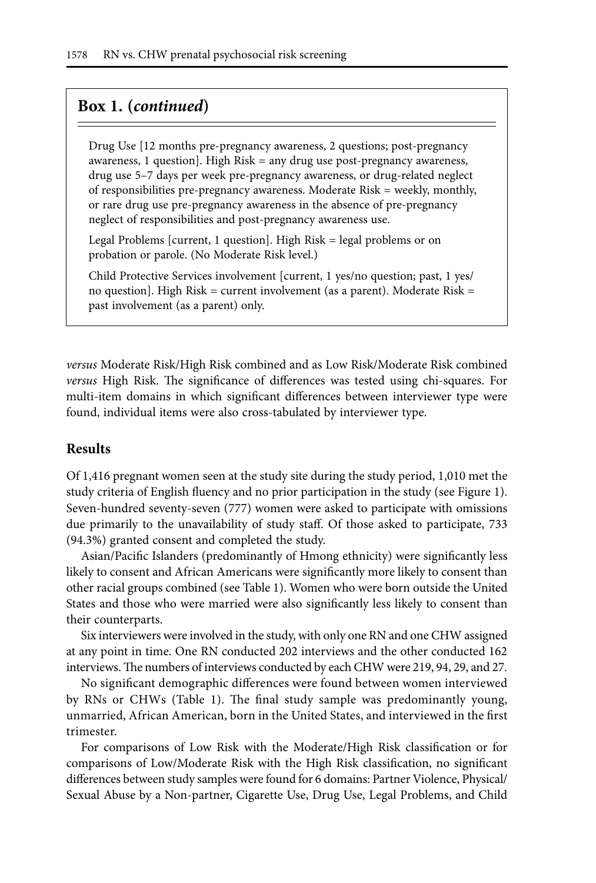## Box 1. (*continued*)

Drug Use [12 months pre-pregnancy awareness, 2 questions; post-pregnancy awareness, 1 question]. High Risk = any drug use post-pregnancy awareness, drug use 5–7 days per week pre-pregnancy awareness, or drug-related neglect of responsibilities pre-pregnancy awareness. Moderate Risk = weekly, monthly, or rare drug use pre-pregnancy awareness in the absence of pre-pregnancy neglect of responsibilities and post-pregnancy awareness use.

Legal Problems [current, 1 question]. High Risk = legal problems or on probation or parole. (No Moderate Risk level.)

Child Protective Services involvement [current, 1 yes/no question; past, 1 yes/no question]. High Risk = current involvement (as a parent). Moderate Risk = past involvement (as a parent) only.

*versus* Moderate Risk/High Risk combined and as Low Risk/Moderate Risk combined *versus* High Risk. The significance of differences was tested using chi-squares. For multi-item domains in which significant differences between interviewer type were found, individual items were also cross-tabulated by interviewer type.

## Results

Of 1,416 pregnant women seen at the study site during the study period, 1,010 met the study criteria of English fluency and no prior participation in the study (see Figure 1). Seven-hundred seventy-seven (777) women were asked to participate with omissions due primarily to the unavailability of study staff. Of those asked to participate, 733 (94.3%) granted consent and completed the study.

Asian/Pacific Islanders (predominantly of Hmong ethnicity) were significantly less likely to consent and African Americans were significantly more likely to consent than other racial groups combined (see Table 1). Women who were born outside the United States and those who were married were also significantly less likely to consent than their counterparts.

Six interviewers were involved in the study, with only one RN and one CHW assigned at any point in time. One RN conducted 202 interviews and the other conducted 162 interviews. The numbers of interviews conducted by each CHW were 219, 94, 29, and 27.

No significant demographic differences were found between women interviewed by RNs or CHWs (Table 1). The final study sample was predominantly young, unmarried, African American, born in the United States, and interviewed in the first trimester.

For comparisons of Low Risk with the Moderate/High Risk classification or for comparisons of Low/Moderate Risk with the High Risk classification, no significant differences between study samples were found for 6 domains: Partner Violence, Physical/Sexual Abuse by a Non-partner, Cigarette Use, Drug Use, Legal Problems, and Child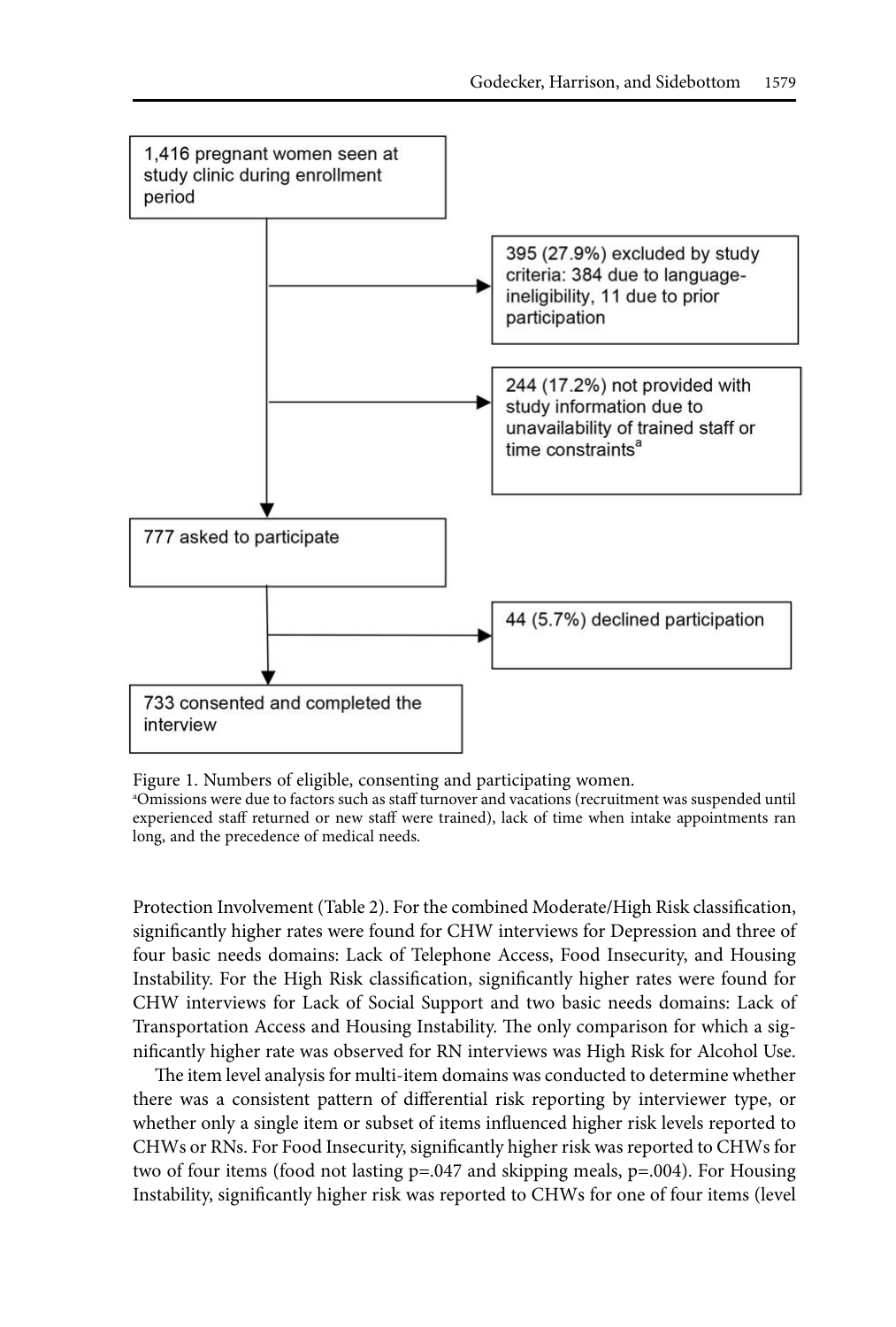1,416 pregnant women seen at study clinic during enrollment period

395 (27.9%) excluded by study criteria: 384 due to language-ineligibility, 11 due to prior participation

244 (17.2%) not provided with study information due to unavailability of trained staff or time constraints[a]

777 asked to participate

44 (5.7%) declined participation

733 consented and completed the interview

Figure 1. Numbers of eligible, consenting and participating women.

[a]Omissions were due to factors such as staff turnover and vacations (recruitment was suspended until experienced staff returned or new staff were trained), lack of time when intake appointments ran long, and the precedence of medical needs.

Protection Involvement (Table 2). For the combined Moderate/High Risk classification, significantly higher rates were found for CHW interviews for Depression and three of four basic needs domains: Lack of Telephone Access, Food Insecurity, and Housing Instability. For the High Risk classification, significantly higher rates were found for CHW interviews for Lack of Social Support and two basic needs domains: Lack of Transportation Access and Housing Instability. The only comparison for which a significantly higher rate was observed for RN interviews was High Risk for Alcohol Use.

The item level analysis for multi-item domains was conducted to determine whether there was a consistent pattern of differential risk reporting by interviewer type, or whether only a single item or subset of items influenced higher risk levels reported to CHWs or RNs. For Food Insecurity, significantly higher risk was reported to CHWs for two of four items (food not lasting p=.047 and skipping meals, p=.004). For Housing Instability, significantly higher risk was reported to CHWs for one of four items (level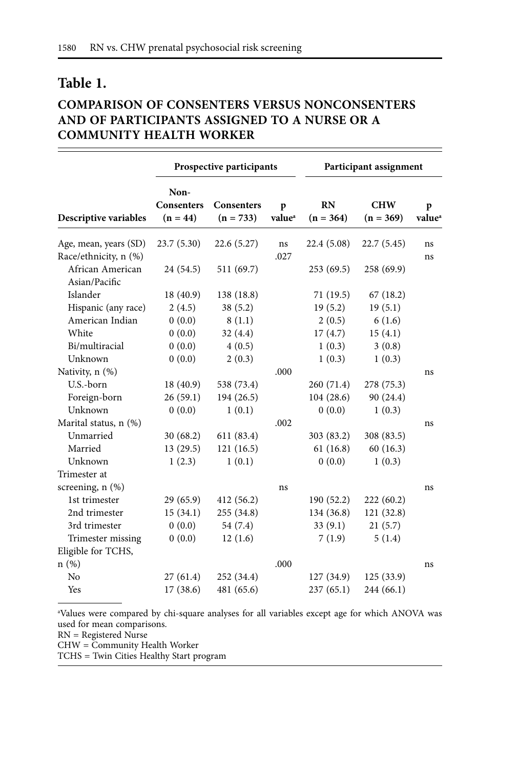## Table 1.

### COMPARISON OF CONSENTERS VERSUS NONCONSENTERS AND OF PARTICIPANTS ASSIGNED TO A NURSE OR A COMMUNITY HEALTH WORKER

| | Prospective participants | | | Participant assignment | | |
|---|---|---|---|---|---|---|
| Descriptive variables | Non-Consenters (n = 44) | Consenters (n = 733) | p value[a] | RN (n = 364) | CHW (n = 369) | p value[a] |
| Age, mean, years (SD) | 23.7 (5.30) | 22.6 (5.27) | ns | 22.4 (5.08) | 22.7 (5.45) | ns |
| Race/ethnicity, n (%) | | | .027 | | | ns |
| African American | 24 (54.5) | 511 (69.7) | | 253 (69.5) | 258 (69.9) | |
| Asian/Pacific Islander | 18 (40.9) | 138 (18.8) | | 71 (19.5) | 67 (18.2) | |
| Hispanic (any race) | 2 (4.5) | 38 (5.2) | | 19 (5.2) | 19 (5.1) | |
| American Indian | 0 (0.0) | 8 (1.1) | | 2 (0.5) | 6 (1.6) | |
| White | 0 (0.0) | 32 (4.4) | | 17 (4.7) | 15 (4.1) | |
| Bi/multiracial | 0 (0.0) | 4 (0.5) | | 1 (0.3) | 3 (0.8) | |
| Unknown | 0 (0.0) | 2 (0.3) | | 1 (0.3) | 1 (0.3) | |
| Nativity, n (%) | | | .000 | | | ns |
| U.S.-born | 18 (40.9) | 538 (73.4) | | 260 (71.4) | 278 (75.3) | |
| Foreign-born | 26 (59.1) | 194 (26.5) | | 104 (28.6) | 90 (24.4) | |
| Unknown | 0 (0.0) | 1 (0.1) | | 0 (0.0) | 1 (0.3) | |
| Marital status, n (%) | | | .002 | | | ns |
| Unmarried | 30 (68.2) | 611 (83.4) | | 303 (83.2) | 308 (83.5) | |
| Married | 13 (29.5) | 121 (16.5) | | 61 (16.8) | 60 (16.3) | |
| Unknown | 1 (2.3) | 1 (0.1) | | 0 (0.0) | 1 (0.3) | |
| Trimester at screening, n (%) | | | ns | | | ns |
| 1st trimester | 29 (65.9) | 412 (56.2) | | 190 (52.2) | 222 (60.2) | |
| 2nd trimester | 15 (34.1) | 255 (34.8) | | 134 (36.8) | 121 (32.8) | |
| 3rd trimester | 0 (0.0) | 54 (7.4) | | 33 (9.1) | 21 (5.7) | |
| Trimester missing | 0 (0.0) | 12 (1.6) | | 7 (1.9) | 5 (1.4) | |
| Eligible for TCHS, n (%) | | | .000 | | | ns |
| No | 27 (61.4) | 252 (34.4) | | 127 (34.9) | 125 (33.9) | |
| Yes | 17 (38.6) | 481 (65.6) | | 237 (65.1) | 244 (66.1) | |

[a]Values were compared by chi-square analyses for all variables except age for which ANOVA was used for mean comparisons.
RN = Registered Nurse
CHW = Community Health Worker
TCHS = Twin Cities Healthy Start program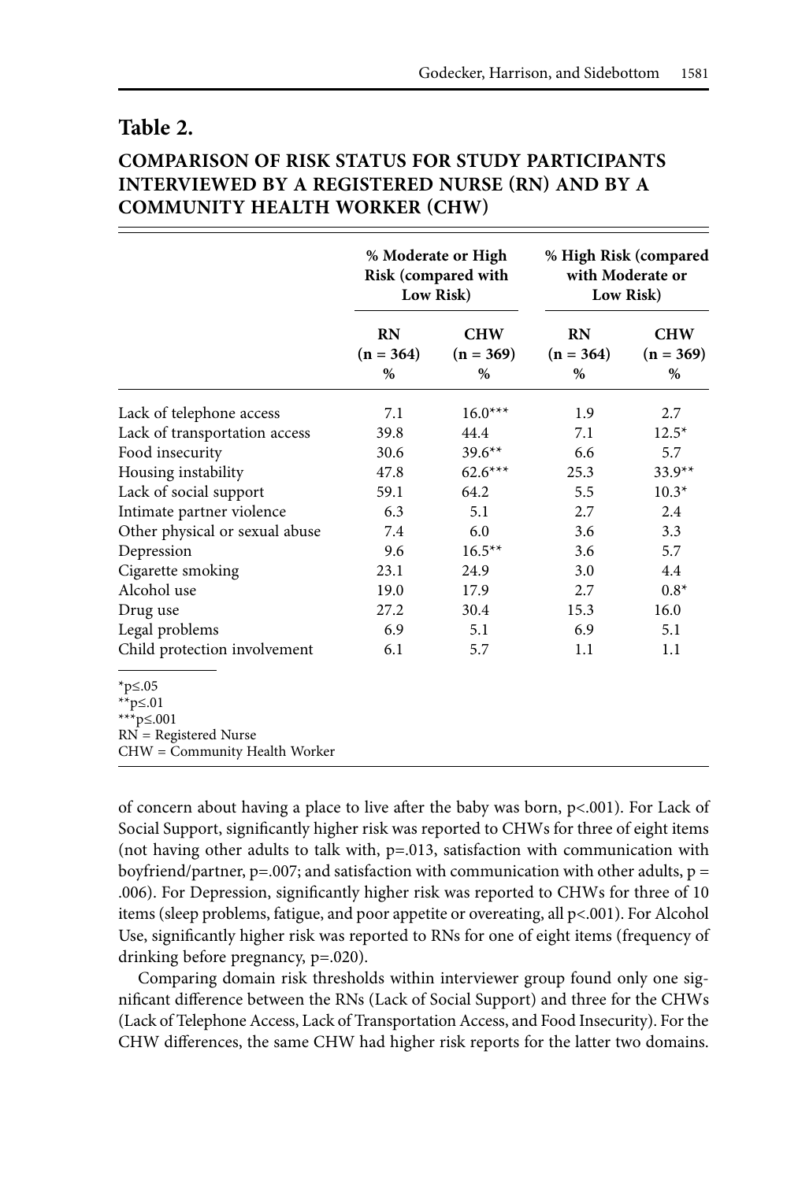## Table 2.

### COMPARISON OF RISK STATUS FOR STUDY PARTICIPANTS INTERVIEWED BY A REGISTERED NURSE (RN) AND BY A COMMUNITY HEALTH WORKER (CHW)

| | % Moderate or High Risk (compared with Low Risk) | | % High Risk (compared with Moderate or Low Risk) | |
|---|---|---|---|---|
| | RN (n = 364) % | CHW (n = 369) % | RN (n = 364) % | CHW (n = 369) % |
| Lack of telephone access | 7.1 | 16.0*** | 1.9 | 2.7 |
| Lack of transportation access | 39.8 | 44.4 | 7.1 | 12.5* |
| Food insecurity | 30.6 | 39.6** | 6.6 | 5.7 |
| Housing instability | 47.8 | 62.6*** | 25.3 | 33.9** |
| Lack of social support | 59.1 | 64.2 | 5.5 | 10.3* |
| Intimate partner violence | 6.3 | 5.1 | 2.7 | 2.4 |
| Other physical or sexual abuse | 7.4 | 6.0 | 3.6 | 3.3 |
| Depression | 9.6 | 16.5** | 3.6 | 5.7 |
| Cigarette smoking | 23.1 | 24.9 | 3.0 | 4.4 |
| Alcohol use | 19.0 | 17.9 | 2.7 | 0.8* |
| Drug use | 27.2 | 30.4 | 15.3 | 16.0 |
| Legal problems | 6.9 | 5.1 | 6.9 | 5.1 |
| Child protection involvement | 6.1 | 5.7 | 1.1 | 1.1 |

*p≤.05
**p≤.01
***p≤.001
RN = Registered Nurse
CHW = Community Health Worker

of concern about having a place to live after the baby was born, p<.001). For Lack of Social Support, significantly higher risk was reported to CHWs for three of eight items (not having other adults to talk with, p=.013, satisfaction with communication with boyfriend/partner, p=.007; and satisfaction with communication with other adults, p = .006). For Depression, significantly higher risk was reported to CHWs for three of 10 items (sleep problems, fatigue, and poor appetite or overeating, all p<.001). For Alcohol Use, significantly higher risk was reported to RNs for one of eight items (frequency of drinking before pregnancy, p=.020).

Comparing domain risk thresholds within interviewer group found only one significant difference between the RNs (Lack of Social Support) and three for the CHWs (Lack of Telephone Access, Lack of Transportation Access, and Food Insecurity). For the CHW differences, the same CHW had higher risk reports for the latter two domains.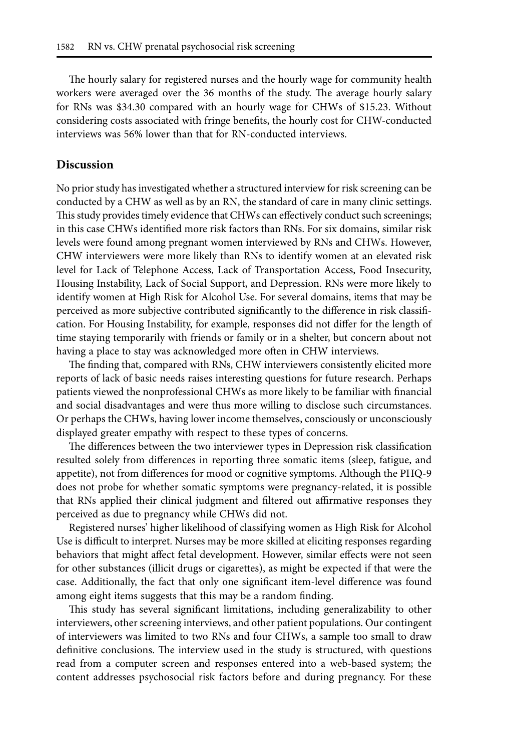The hourly salary for registered nurses and the hourly wage for community health workers were averaged over the 36 months of the study. The average hourly salary for RNs was $34.30 compared with an hourly wage for CHWs of $15.23. Without considering costs associated with fringe benefits, the hourly cost for CHW-conducted interviews was 56% lower than that for RN-conducted interviews.

## Discussion

No prior study has investigated whether a structured interview for risk screening can be conducted by a CHW as well as by an RN, the standard of care in many clinic settings. This study provides timely evidence that CHWs can effectively conduct such screenings; in this case CHWs identified more risk factors than RNs. For six domains, similar risk levels were found among pregnant women interviewed by RNs and CHWs. However, CHW interviewers were more likely than RNs to identify women at an elevated risk level for Lack of Telephone Access, Lack of Transportation Access, Food Insecurity, Housing Instability, Lack of Social Support, and Depression. RNs were more likely to identify women at High Risk for Alcohol Use. For several domains, items that may be perceived as more subjective contributed significantly to the difference in risk classification. For Housing Instability, for example, responses did not differ for the length of time staying temporarily with friends or family or in a shelter, but concern about not having a place to stay was acknowledged more often in CHW interviews.

The finding that, compared with RNs, CHW interviewers consistently elicited more reports of lack of basic needs raises interesting questions for future research. Perhaps patients viewed the nonprofessional CHWs as more likely to be familiar with financial and social disadvantages and were thus more willing to disclose such circumstances. Or perhaps the CHWs, having lower income themselves, consciously or unconsciously displayed greater empathy with respect to these types of concerns.

The differences between the two interviewer types in Depression risk classification resulted solely from differences in reporting three somatic items (sleep, fatigue, and appetite), not from differences for mood or cognitive symptoms. Although the PHQ-9 does not probe for whether somatic symptoms were pregnancy-related, it is possible that RNs applied their clinical judgment and filtered out affirmative responses they perceived as due to pregnancy while CHWs did not.

Registered nurses' higher likelihood of classifying women as High Risk for Alcohol Use is difficult to interpret. Nurses may be more skilled at eliciting responses regarding behaviors that might affect fetal development. However, similar effects were not seen for other substances (illicit drugs or cigarettes), as might be expected if that were the case. Additionally, the fact that only one significant item-level difference was found among eight items suggests that this may be a random finding.

This study has several significant limitations, including generalizability to other interviewers, other screening interviews, and other patient populations. Our contingent of interviewers was limited to two RNs and four CHWs, a sample too small to draw definitive conclusions. The interview used in the study is structured, with questions read from a computer screen and responses entered into a web-based system; the content addresses psychosocial risk factors before and during pregnancy. For these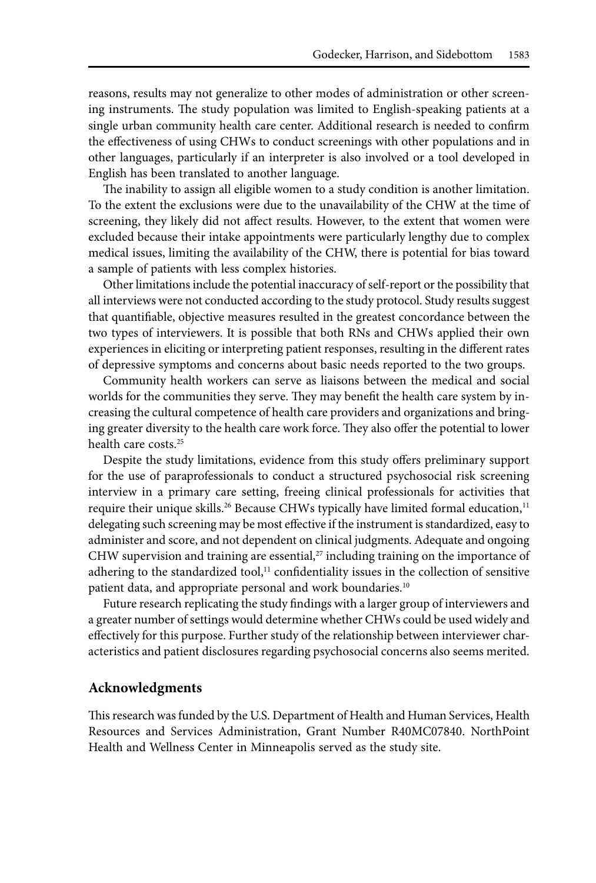reasons, results may not generalize to other modes of administration or other screening instruments. The study population was limited to English-speaking patients at a single urban community health care center. Additional research is needed to confirm the effectiveness of using CHWs to conduct screenings with other populations and in other languages, particularly if an interpreter is also involved or a tool developed in English has been translated to another language.

The inability to assign all eligible women to a study condition is another limitation. To the extent the exclusions were due to the unavailability of the CHW at the time of screening, they likely did not affect results. However, to the extent that women were excluded because their intake appointments were particularly lengthy due to complex medical issues, limiting the availability of the CHW, there is potential for bias toward a sample of patients with less complex histories.

Other limitations include the potential inaccuracy of self-report or the possibility that all interviews were not conducted according to the study protocol. Study results suggest that quantifiable, objective measures resulted in the greatest concordance between the two types of interviewers. It is possible that both RNs and CHWs applied their own experiences in eliciting or interpreting patient responses, resulting in the different rates of depressive symptoms and concerns about basic needs reported to the two groups.

Community health workers can serve as liaisons between the medical and social worlds for the communities they serve. They may benefit the health care system by increasing the cultural competence of health care providers and organizations and bringing greater diversity to the health care work force. They also offer the potential to lower health care costs.[25]

Despite the study limitations, evidence from this study offers preliminary support for the use of paraprofessionals to conduct a structured psychosocial risk screening interview in a primary care setting, freeing clinical professionals for activities that require their unique skills.[26] Because CHWs typically have limited formal education,[11] delegating such screening may be most effective if the instrument is standardized, easy to administer and score, and not dependent on clinical judgments. Adequate and ongoing CHW supervision and training are essential,[27] including training on the importance of adhering to the standardized tool,[11] confidentiality issues in the collection of sensitive patient data, and appropriate personal and work boundaries.[10]

Future research replicating the study findings with a larger group of interviewers and a greater number of settings would determine whether CHWs could be used widely and effectively for this purpose. Further study of the relationship between interviewer characteristics and patient disclosures regarding psychosocial concerns also seems merited.

## Acknowledgments

This research was funded by the U.S. Department of Health and Human Services, Health Resources and Services Administration, Grant Number R40MC07840. NorthPoint Health and Wellness Center in Minneapolis served as the study site.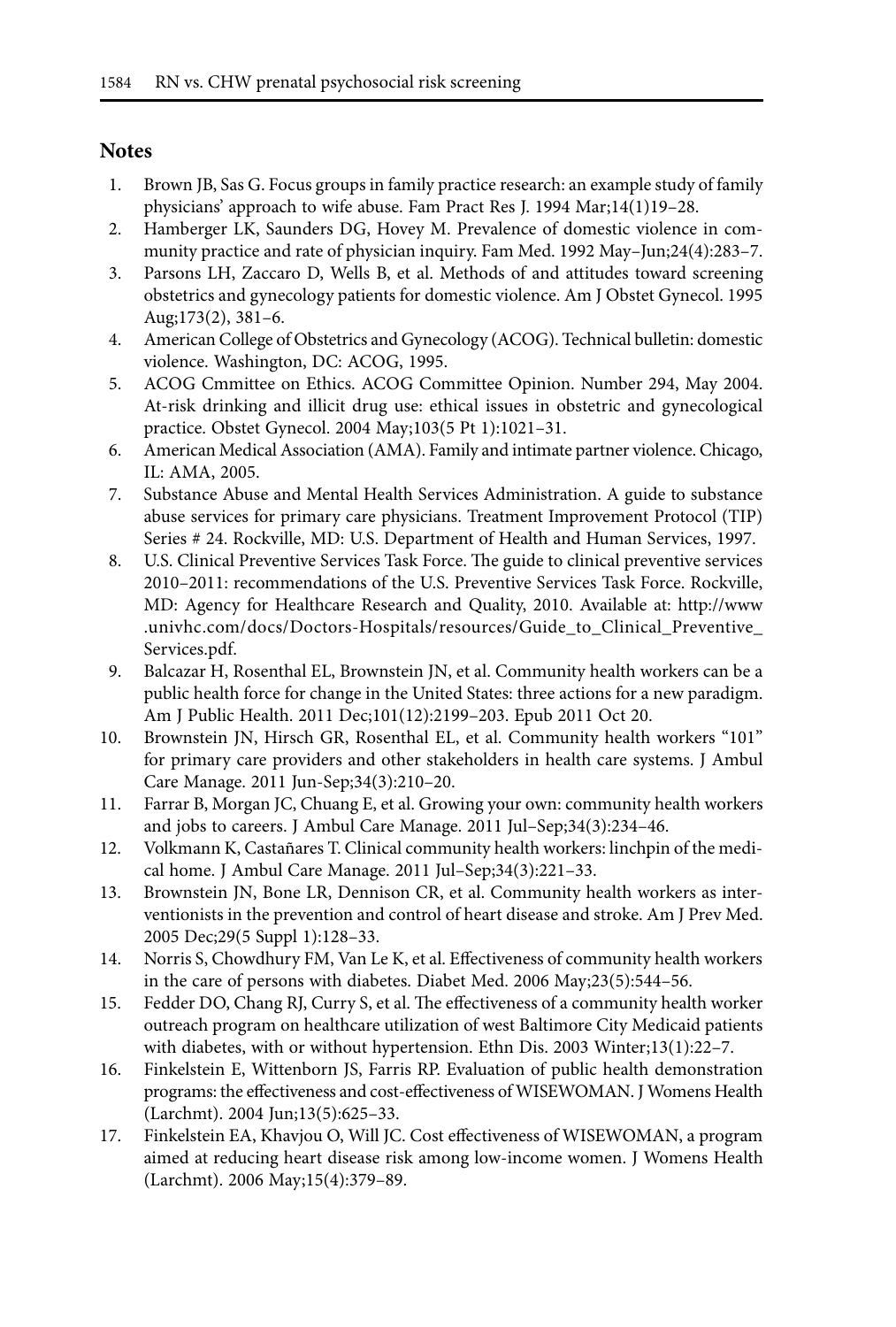## Notes

1. Brown JB, Sas G. Focus groups in family practice research: an example study of family physicians' approach to wife abuse. Fam Pract Res J. 1994 Mar;14(1)19–28.
2. Hamberger LK, Saunders DG, Hovey M. Prevalence of domestic violence in community practice and rate of physician inquiry. Fam Med. 1992 May–Jun;24(4):283–7.
3. Parsons LH, Zaccaro D, Wells B, et al. Methods of and attitudes toward screening obstetrics and gynecology patients for domestic violence. Am J Obstet Gynecol. 1995 Aug;173(2), 381–6.
4. American College of Obstetrics and Gynecology (ACOG). Technical bulletin: domestic violence. Washington, DC: ACOG, 1995.
5. ACOG Cmmittee on Ethics. ACOG Committee Opinion. Number 294, May 2004. At-risk drinking and illicit drug use: ethical issues in obstetric and gynecological practice. Obstet Gynecol. 2004 May;103(5 Pt 1):1021–31.
6. American Medical Association (AMA). Family and intimate partner violence. Chicago, IL: AMA, 2005.
7. Substance Abuse and Mental Health Services Administration. A guide to substance abuse services for primary care physicians. Treatment Improvement Protocol (TIP) Series # 24. Rockville, MD: U.S. Department of Health and Human Services, 1997.
8. U.S. Clinical Preventive Services Task Force. The guide to clinical preventive services 2010–2011: recommendations of the U.S. Preventive Services Task Force. Rockville, MD: Agency for Healthcare Research and Quality, 2010. Available at: http://www.univhc.com/docs/Doctors-Hospitals/resources/Guide_to_Clinical_Preventive_Services.pdf.
9. Balcazar H, Rosenthal EL, Brownstein JN, et al. Community health workers can be a public health force for change in the United States: three actions for a new paradigm. Am J Public Health. 2011 Dec;101(12):2199–203. Epub 2011 Oct 20.
10. Brownstein JN, Hirsch GR, Rosenthal EL, et al. Community health workers "101" for primary care providers and other stakeholders in health care systems. J Ambul Care Manage. 2011 Jun-Sep;34(3):210–20.
11. Farrar B, Morgan JC, Chuang E, et al. Growing your own: community health workers and jobs to careers. J Ambul Care Manage. 2011 Jul–Sep;34(3):234–46.
12. Volkmann K, Castañares T. Clinical community health workers: linchpin of the medical home. J Ambul Care Manage. 2011 Jul–Sep;34(3):221–33.
13. Brownstein JN, Bone LR, Dennison CR, et al. Community health workers as interventionists in the prevention and control of heart disease and stroke. Am J Prev Med. 2005 Dec;29(5 Suppl 1):128–33.
14. Norris S, Chowdhury FM, Van Le K, et al. Effectiveness of community health workers in the care of persons with diabetes. Diabet Med. 2006 May;23(5):544–56.
15. Fedder DO, Chang RJ, Curry S, et al. The effectiveness of a community health worker outreach program on healthcare utilization of west Baltimore City Medicaid patients with diabetes, with or without hypertension. Ethn Dis. 2003 Winter;13(1):22–7.
16. Finkelstein E, Wittenborn JS, Farris RP. Evaluation of public health demonstration programs: the effectiveness and cost-effectiveness of WISEWOMAN. J Womens Health (Larchmt). 2004 Jun;13(5):625–33.
17. Finkelstein EA, Khavjou O, Will JC. Cost effectiveness of WISEWOMAN, a program aimed at reducing heart disease risk among low-income women. J Womens Health (Larchmt). 2006 May;15(4):379–89.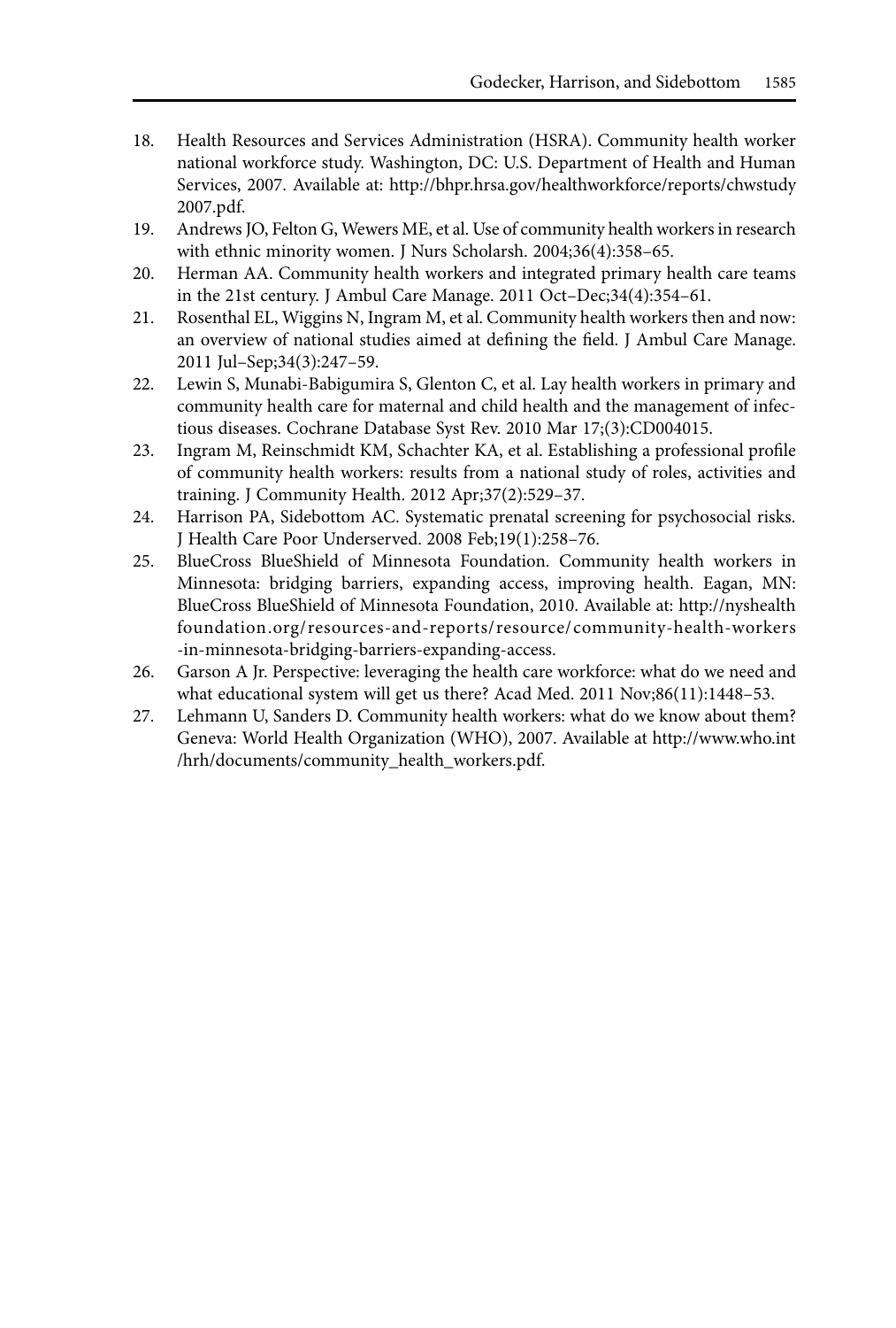18. Health Resources and Services Administration (HSRA). Community health worker national workforce study. Washington, DC: U.S. Department of Health and Human Services, 2007. Available at: http://bhpr.hrsa.gov/healthworkforce/reports/chwstudy2007.pdf.
19. Andrews JO, Felton G, Wewers ME, et al. Use of community health workers in research with ethnic minority women. J Nurs Scholarsh. 2004;36(4):358–65.
20. Herman AA. Community health workers and integrated primary health care teams in the 21st century. J Ambul Care Manage. 2011 Oct–Dec;34(4):354–61.
21. Rosenthal EL, Wiggins N, Ingram M, et al. Community health workers then and now: an overview of national studies aimed at defining the field. J Ambul Care Manage. 2011 Jul–Sep;34(3):247–59.
22. Lewin S, Munabi-Babigumira S, Glenton C, et al. Lay health workers in primary and community health care for maternal and child health and the management of infectious diseases. Cochrane Database Syst Rev. 2010 Mar 17;(3):CD004015.
23. Ingram M, Reinschmidt KM, Schachter KA, et al. Establishing a professional profile of community health workers: results from a national study of roles, activities and training. J Community Health. 2012 Apr;37(2):529–37.
24. Harrison PA, Sidebottom AC. Systematic prenatal screening for psychosocial risks. J Health Care Poor Underserved. 2008 Feb;19(1):258–76.
25. BlueCross BlueShield of Minnesota Foundation. Community health workers in Minnesota: bridging barriers, expanding access, improving health. Eagan, MN: BlueCross BlueShield of Minnesota Foundation, 2010. Available at: http://nyshealthfoundation.org/resources-and-reports/resource/community-health-workers-in-minnesota-bridging-barriers-expanding-access.
26. Garson A Jr. Perspective: leveraging the health care workforce: what do we need and what educational system will get us there? Acad Med. 2011 Nov;86(11):1448–53.
27. Lehmann U, Sanders D. Community health workers: what do we know about them? Geneva: World Health Organization (WHO), 2007. Available at http://www.who.int/hrh/documents/community_health_workers.pdf.